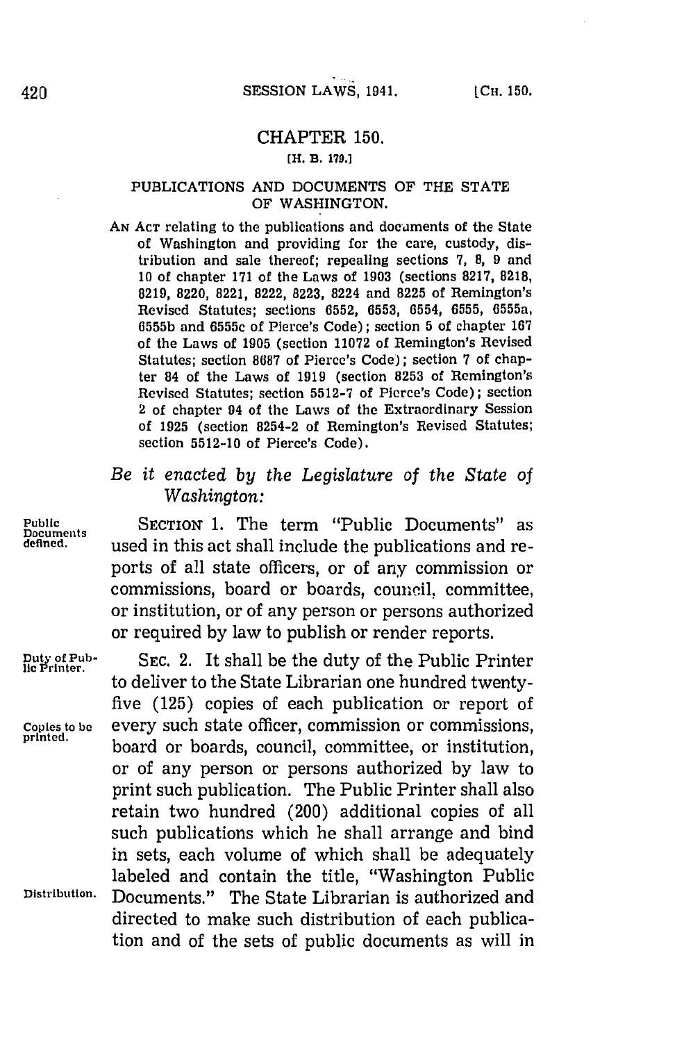# CHAPTER 150.

[H. B. 179.]

## PUBLICATIONS AND DOCUMENTS OF THE STATE OF WASHINGTON.

AN ACT relating to the publications and documents of the State of Washington and providing for the care, custody, distribution and sale thereof; repealing sections 7, 8, 9 and 10 of chapter 171 of the Laws of 1903 (sections 8217, 8218, 8219, 8220, 8221, 8222, 8223, 8224 and 8225 of Remington's Revised Statutes; sections 6552, 6553, 6554, 6555, 6555a, 6555b and 6555c of Pierce's Code); section 5 of chapter 167 of the Laws of 1905 (section 11072 of Remington's Revised Statutes; section 8687 of Pierce's Code); section 7 of chapter 84 of the Laws of 1919 (section 8253 of Remington's Revised Statutes; section 5512-7 of Pierce's Code); section 2 of chapter 94 of the Laws of the Extraordinary Session of 1925 (section 8254-2 of Remington's Revised Statutes; section 5512-10 of Pierce's Code).

*Be it enacted by the Legislature of the State of Washington:*

Public Documents defined.

SECTION 1. The term "Public Documents" as used in this act shall include the publications and reports of all state officers, or of any commission or commissions, board or boards, council, committee, or institution, or of any person or persons authorized or required by law to publish or render reports.

Duty of Public Printer.

Copies to be printed.

Distribution.

SEC. 2. It shall be the duty of the Public Printer to deliver to the State Librarian one hundred twenty-five (125) copies of each publication or report of every such state officer, commission or commissions, board or boards, council, committee, or institution, or of any person or persons authorized by law to print such publication. The Public Printer shall also retain two hundred (200) additional copies of all such publications which he shall arrange and bind in sets, each volume of which shall be adequately labeled and contain the title, "Washington Public Documents." The State Librarian is authorized and directed to make such distribution of each publication and of the sets of public documents as will in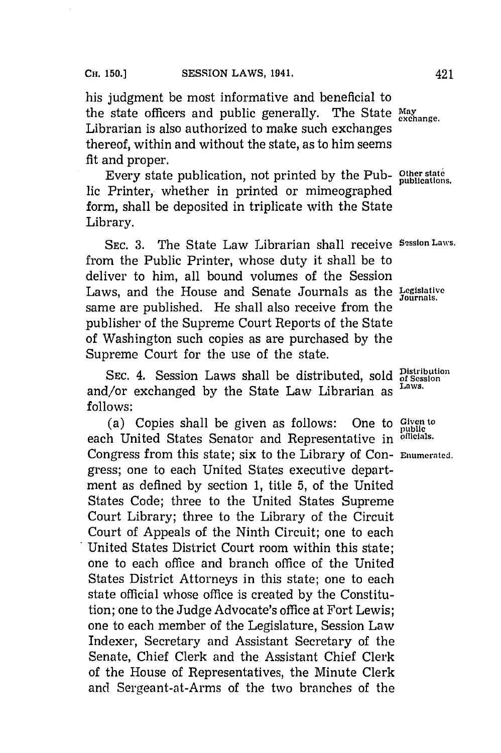his judgment be most informative and beneficial to the state officers and public generally. The State Librarian is also authorized to make such exchanges thereof, within and without the state, as to him seems fit and proper.

May exchange.

Every state publication, not printed by the Public Printer, whether in printed or mimeographed form, shall be deposited in triplicate with the State Library.

Other state publications.

SEC. 3. The State Law Librarian shall receive from the Public Printer, whose duty it shall be to deliver to him, all bound volumes of the Session Laws, and the House and Senate Journals as the same are published. He shall also receive from the publisher of the Supreme Court Reports of the State of Washington such copies as are purchased by the Supreme Court for the use of the state.

Session Laws.

Legislative Journals.

SEC. 4. Session Laws shall be distributed, sold and/or exchanged by the State Law Librarian as follows:

Distribution of Session Laws.

(a) Copies shall be given as follows: One to each United States Senator and Representative in Congress from this state; six to the Library of Congress; one to each United States executive department as defined by section 1, title 5, of the United States Code; three to the United States Supreme Court Library; three to the Library of the Circuit Court of Appeals of the Ninth Circuit; one to each United States District Court room within this state; one to each office and branch office of the United States District Attorneys in this state; one to each state official whose office is created by the Constitution; one to the Judge Advocate's office at Fort Lewis; one to each member of the Legislature, Session Law Indexer, Secretary and Assistant Secretary of the Senate, Chief Clerk and the Assistant Chief Clerk of the House of Representatives, the Minute Clerk and Sergeant-at-Arms of the two branches of the

Given to public officials.

Enumerated.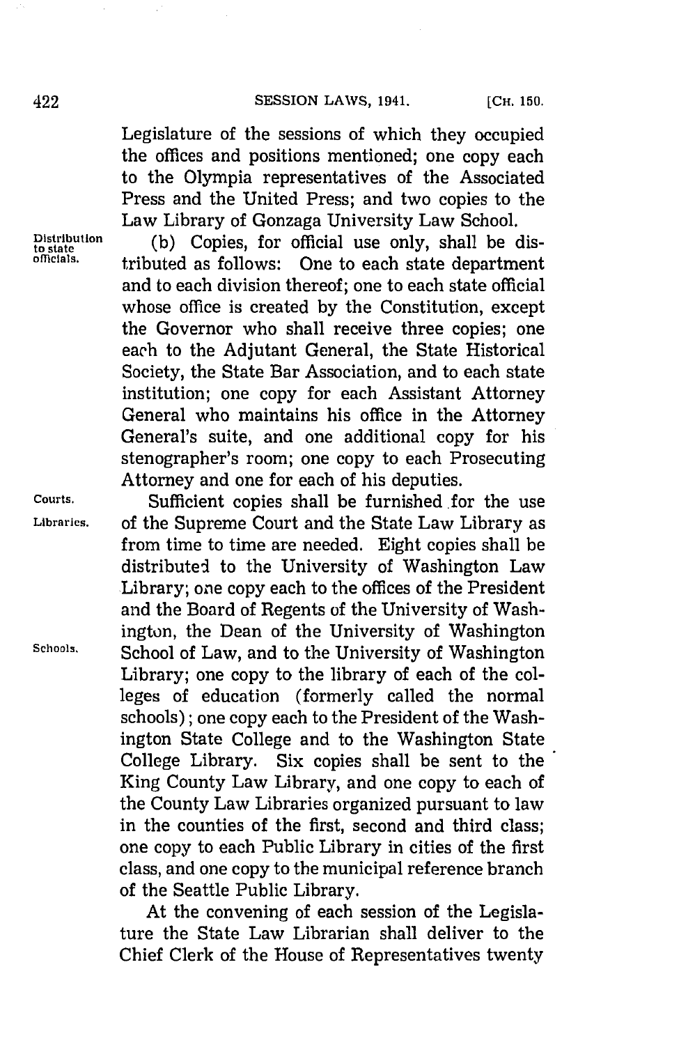Legislature of the sessions of which they occupied the offices and positions mentioned; one copy each to the Olympia representatives of the Associated Press and the United Press; and two copies to the Law Library of Gonzaga University Law School.

Distribution to state officials.

(b) Copies, for official use only, shall be distributed as follows: One to each state department and to each division thereof; one to each state official whose office is created by the Constitution, except the Governor who shall receive three copies; one each to the Adjutant General, the State Historical Society, the State Bar Association, and to each state institution; one copy for each Assistant Attorney General who maintains his office in the Attorney General's suite, and one additional copy for his stenographer's room; one copy to each Prosecuting Attorney and one for each of his deputies.

Courts.

Libraries.

Schools.

Sufficient copies shall be furnished for the use of the Supreme Court and the State Law Library as from time to time are needed. Eight copies shall be distributed to the University of Washington Law Library; one copy each to the offices of the President and the Board of Regents of the University of Washington, the Dean of the University of Washington School of Law, and to the University of Washington Library; one copy to the library of each of the colleges of education (formerly called the normal schools); one copy each to the President of the Washington State College and to the Washington State College Library. Six copies shall be sent to the King County Law Library, and one copy to each of the County Law Libraries organized pursuant to law in the counties of the first, second and third class; one copy to each Public Library in cities of the first class, and one copy to the municipal reference branch of the Seattle Public Library.

At the convening of each session of the Legislature the State Law Librarian shall deliver to the Chief Clerk of the House of Representatives twenty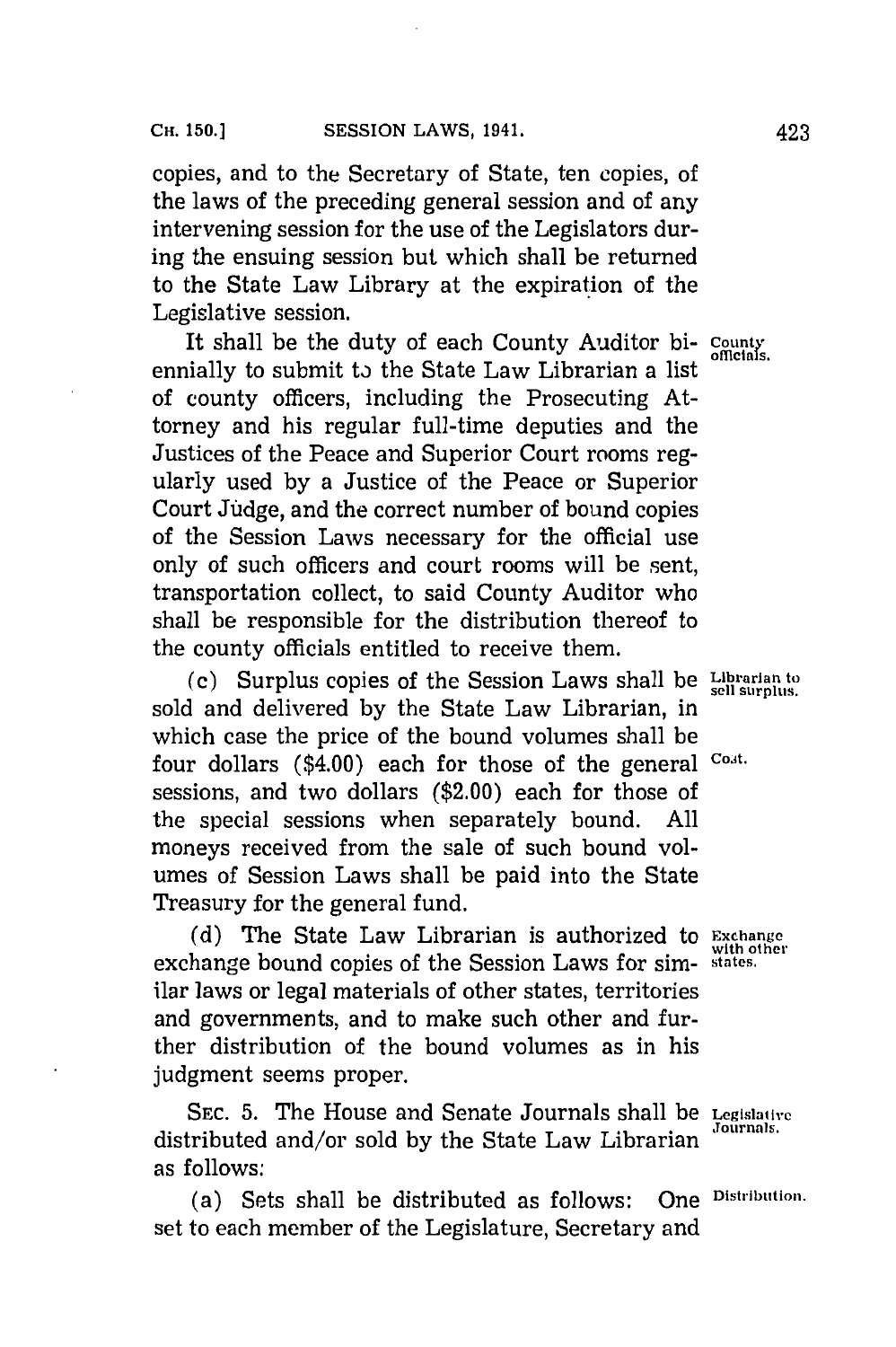copies, and to the Secretary of State, ten copies, of the laws of the preceding general session and of any intervening session for the use of the Legislators during the ensuing session but which shall be returned to the State Law Library at the expiration of the Legislative session.

It shall be the duty of each County Auditor biennially to submit to the State Law Librarian a list of county officers, including the Prosecuting Attorney and his regular full-time deputies and the Justices of the Peace and Superior Court rooms regularly used by a Justice of the Peace or Superior Court Judge, and the correct number of bound copies of the Session Laws necessary for the official use only of such officers and court rooms will be sent, transportation collect, to said County Auditor who shall be responsible for the distribution thereof to the county officials entitled to receive them. *County officials.*

(c) Surplus copies of the Session Laws shall be sold and delivered by the State Law Librarian, in which case the price of the bound volumes shall be four dollars ($4.00) each for those of the general sessions, and two dollars ($2.00) each for those of the special sessions when separately bound. All moneys received from the sale of such bound volumes of Session Laws shall be paid into the State Treasury for the general fund. *Librarian to sell surplus. Cost.*

(d) The State Law Librarian is authorized to exchange bound copies of the Session Laws for similar laws or legal materials of other states, territories and governments, and to make such other and further distribution of the bound volumes as in his judgment seems proper. *Exchange with other states.*

SEC. 5. The House and Senate Journals shall be distributed and/or sold by the State Law Librarian as follows: *Legislative Journals.*

(a) Sets shall be distributed as follows: One set to each member of the Legislature, Secretary and *Distribution.*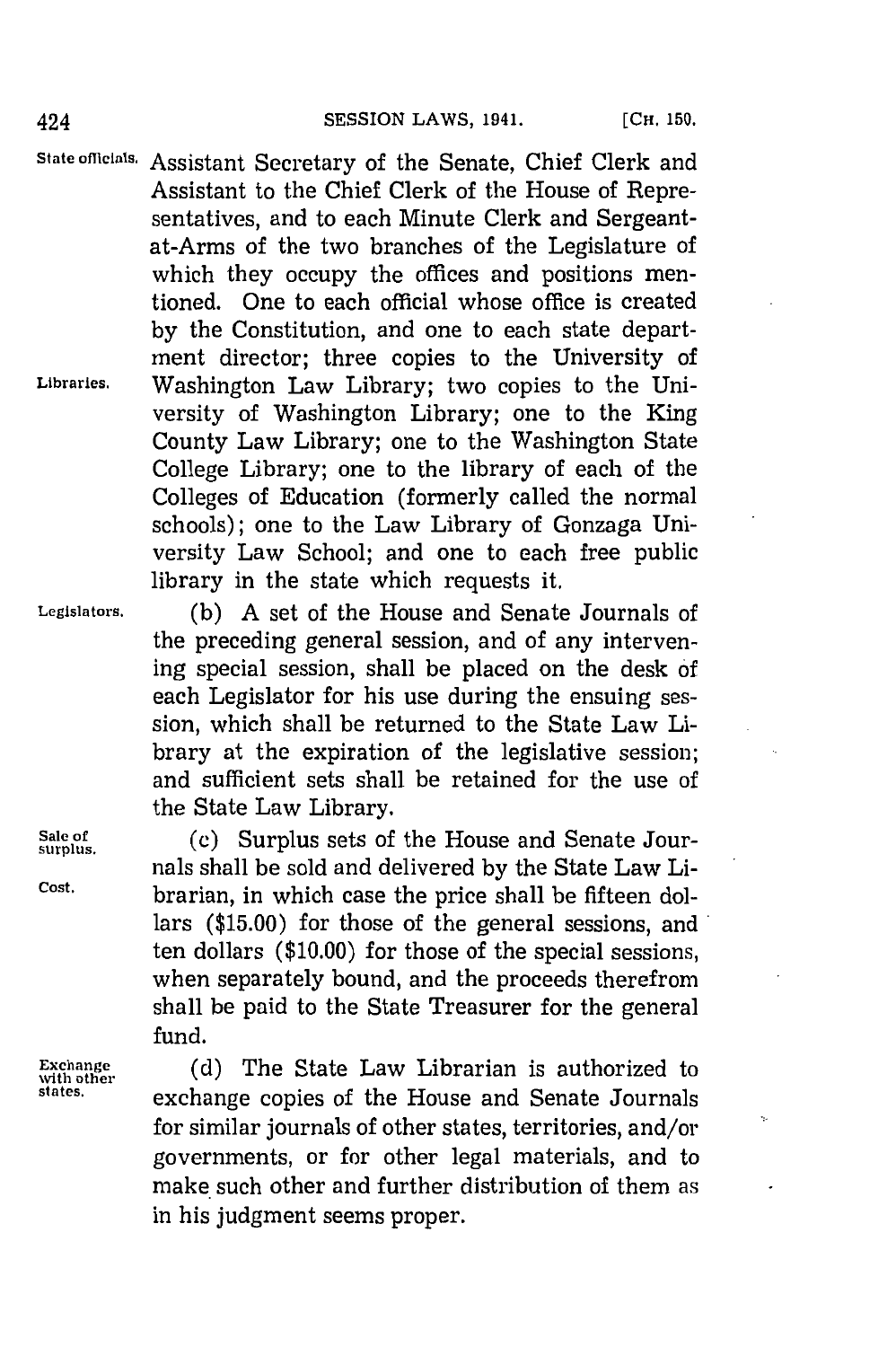State officials. Assistant Secretary of the Senate, Chief Clerk and Assistant to the Chief Clerk of the House of Representatives, and to each Minute Clerk and Sergeant-at-Arms of the two branches of the Legislature of which they occupy the offices and positions mentioned. One to each official whose office is created by the Constitution, and one to each state department director; three copies to the University of Washington Law Library; two copies to the University of Washington Library; one to the King County Law Library; one to the Washington State College Library; one to the library of each of the Colleges of Education (formerly called the normal schools); one to the Law Library of Gonzaga University Law School; and one to each free public library in the state which requests it.

Libraries.

Legislators. (b) A set of the House and Senate Journals of the preceding general session, and of any intervening special session, shall be placed on the desk of each Legislator for his use during the ensuing session, which shall be returned to the State Law Library at the expiration of the legislative session; and sufficient sets shall be retained for the use of the State Law Library.

Sale of surplus. (c) Surplus sets of the House and Senate Journals shall be sold and delivered by the State Law Librarian, in which case the price shall be fifteen dollars ($15.00) for those of the general sessions, and ten dollars ($10.00) for those of the special sessions, when separately bound, and the proceeds therefrom shall be paid to the State Treasurer for the general fund.

Cost.

Exchange with other states. (d) The State Law Librarian is authorized to exchange copies of the House and Senate Journals for similar journals of other states, territories, and/or governments, or for other legal materials, and to make such other and further distribution of them as in his judgment seems proper.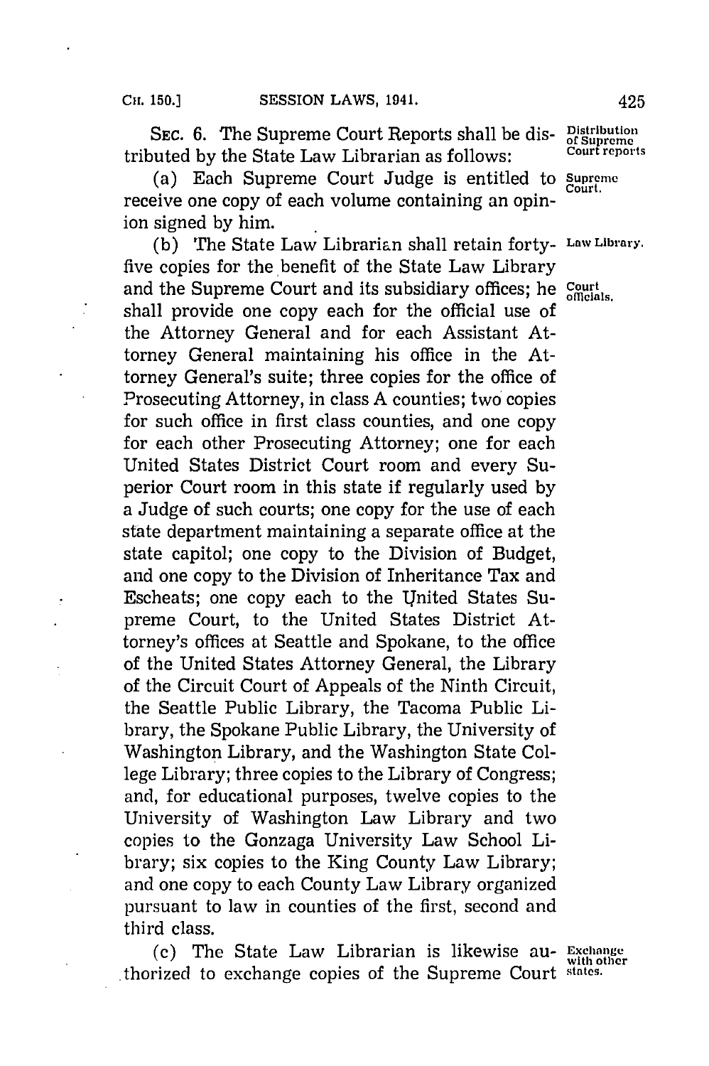SEC. 6. The Supreme Court Reports shall be distributed by the State Law Librarian as follows:

*Distribution of Supreme Court reports*

(a) Each Supreme Court Judge is entitled to receive one copy of each volume containing an opinion signed by him.

*Supreme Court.*

(b) The State Law Librarian shall retain forty-five copies for the benefit of the State Law Library and the Supreme Court and its subsidiary offices; he shall provide one copy each for the official use of the Attorney General and for each Assistant Attorney General maintaining his office in the Attorney General's suite; three copies for the office of Prosecuting Attorney, in class A counties; two copies for such office in first class counties, and one copy for each other Prosecuting Attorney; one for each United States District Court room and every Superior Court room in this state if regularly used by a Judge of such courts; one copy for the use of each state department maintaining a separate office at the state capitol; one copy to the Division of Budget, and one copy to the Division of Inheritance Tax and Escheats; one copy each to the United States Supreme Court, to the United States District Attorney's offices at Seattle and Spokane, to the office of the United States Attorney General, the Library of the Circuit Court of Appeals of the Ninth Circuit, the Seattle Public Library, the Tacoma Public Library, the Spokane Public Library, the University of Washington Library, and the Washington State College Library; three copies to the Library of Congress; and, for educational purposes, twelve copies to the University of Washington Law Library and two copies to the Gonzaga University Law School Library; six copies to the King County Law Library; and one copy to each County Law Library organized pursuant to law in counties of the first, second and third class.

*Law Library.*

*Court officials.*

(c) The State Law Librarian is likewise authorized to exchange copies of the Supreme Court

*Exchange with other states.*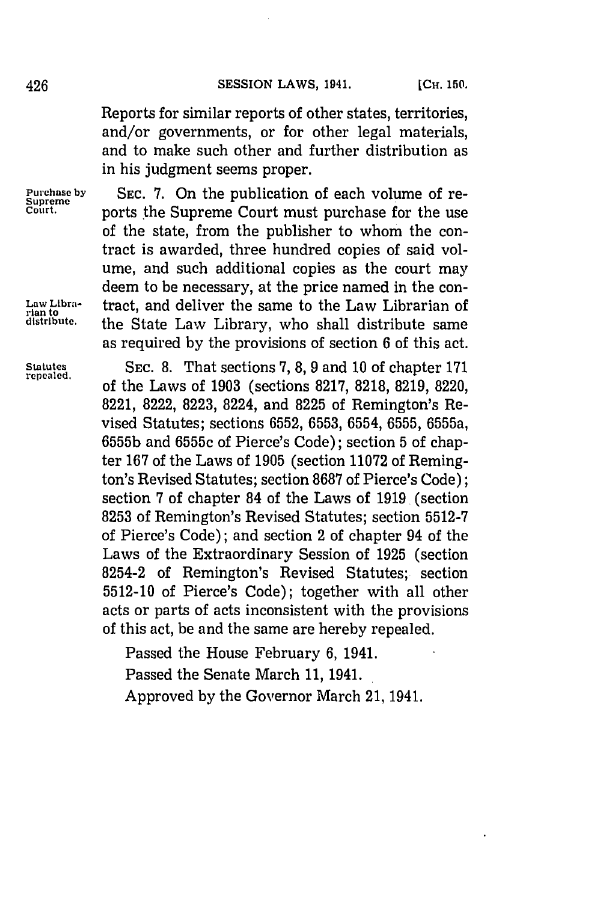Reports for similar reports of other states, territories, and/or governments, or for other legal materials, and to make such other and further distribution as in his judgment seems proper.

Purchase by Supreme Court.

SEC. 7. On the publication of each volume of reports the Supreme Court must purchase for the use of the state, from the publisher to whom the contract is awarded, three hundred copies of said volume, and such additional copies as the court may deem to be necessary, at the price named in the contract, and deliver the same to the Law Librarian of the State Law Library, who shall distribute same as required by the provisions of section 6 of this act.

Law Librarian to distribute.

Statutes repealed.

SEC. 8. That sections 7, 8, 9 and 10 of chapter 171 of the Laws of 1903 (sections 8217, 8218, 8219, 8220, 8221, 8222, 8223, 8224, and 8225 of Remington's Revised Statutes; sections 6552, 6553, 6554, 6555, 6555a, 6555b and 6555c of Pierce's Code); section 5 of chapter 167 of the Laws of 1905 (section 11072 of Remington's Revised Statutes; section 8687 of Pierce's Code); section 7 of chapter 84 of the Laws of 1919 (section 8253 of Remington's Revised Statutes; section 5512-7 of Pierce's Code); and section 2 of chapter 94 of the Laws of the Extraordinary Session of 1925 (section 8254-2 of Remington's Revised Statutes; section 5512-10 of Pierce's Code); together with all other acts or parts of acts inconsistent with the provisions of this act, be and the same are hereby repealed.

Passed the House February 6, 1941.

Passed the Senate March 11, 1941.

Approved by the Governor March 21, 1941.